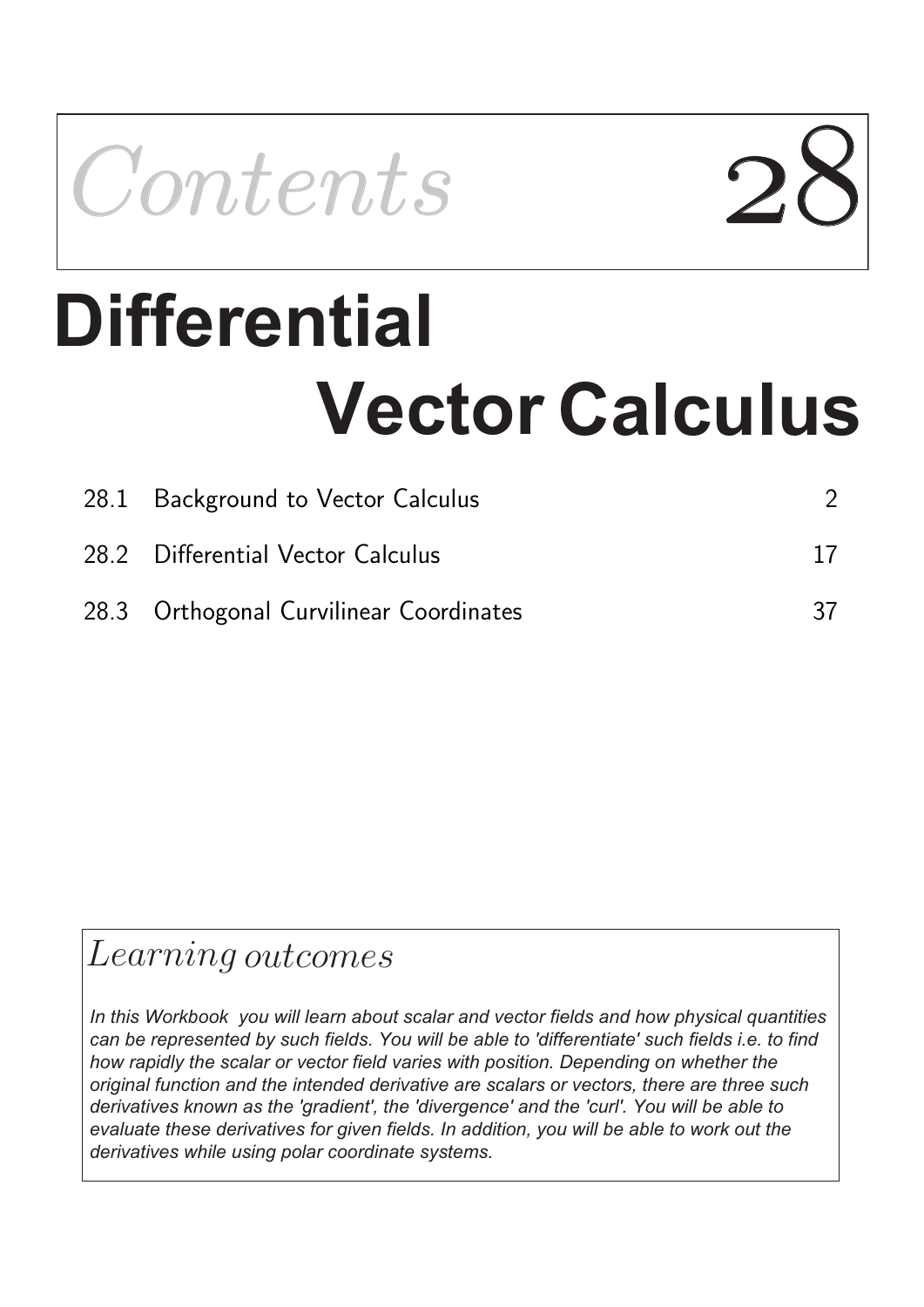*Contents* 28

# Differential Vector Calculus

| | | |
|---|---|---|
| 28.1 | Background to Vector Calculus | 2 |
| 28.2 | Differential Vector Calculus | 17 |
| 28.3 | Orthogonal Curvilinear Coordinates | 37 |

## *Learning outcomes*

*In this Workbook you will learn about scalar and vector fields and how physical quantities can be represented by such fields. You will be able to 'differentiate' such fields i.e. to find how rapidly the scalar or vector field varies with position. Depending on whether the original function and the intended derivative are scalars or vectors, there are three such derivatives known as the 'gradient', the 'divergence' and the 'curl'. You will be able to evaluate these derivatives for given fields. In addition, you will be able to work out the derivatives while using polar coordinate systems.*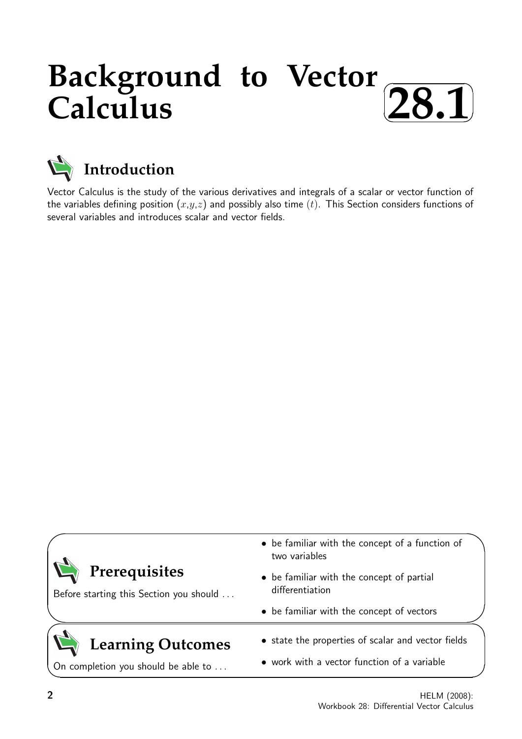# Background to Vector Calculus

**28.1**

## Introduction

Vector Calculus is the study of the various derivatives and integrals of a scalar or vector function of the variables defining position $(x,y,z)$ and possibly also time $(t)$. This Section considers functions of several variables and introduces scalar and vector fields.

## Prerequisites

Before starting this Section you should . . .

- be familiar with the concept of a function of two variables
- be familiar with the concept of partial differentiation
- be familiar with the concept of vectors

## Learning Outcomes

On completion you should be able to . . .

- state the properties of scalar and vector fields
- work with a vector function of a variable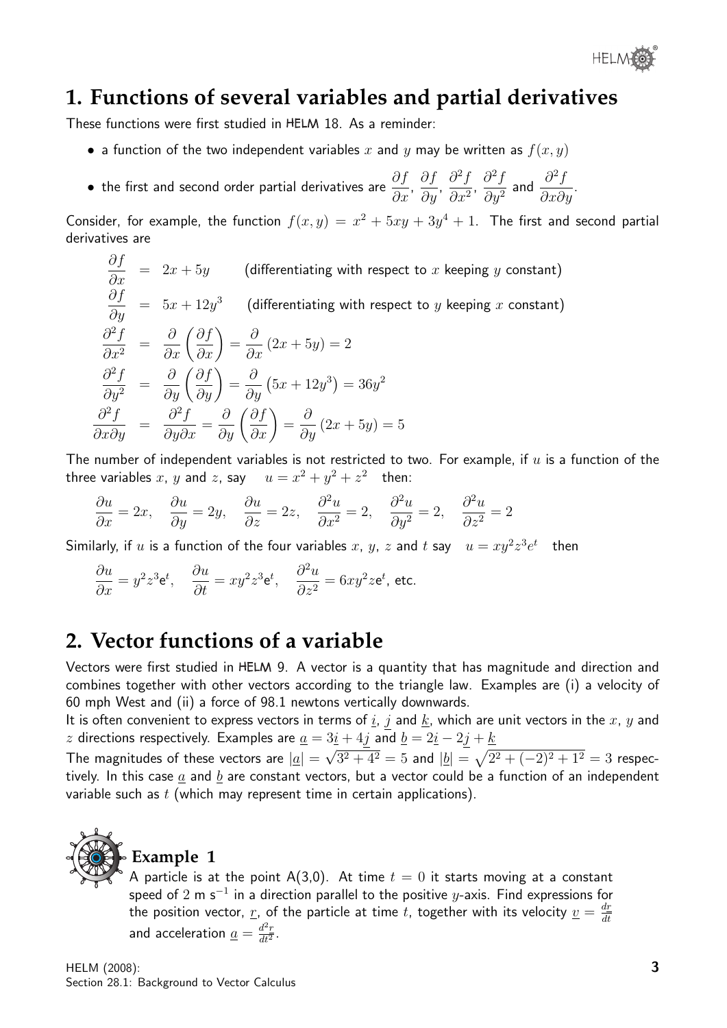# 1. Functions of several variables and partial derivatives

These functions were first studied in HELM 18. As a reminder:

- a function of the two independent variables $x$ and $y$ may be written as $f(x, y)$
- the first and second order partial derivatives are $\dfrac{\partial f}{\partial x}$, $\dfrac{\partial f}{\partial y}$, $\dfrac{\partial^2 f}{\partial x^2}$, $\dfrac{\partial^2 f}{\partial y^2}$ and $\dfrac{\partial^2 f}{\partial x \partial y}$.

Consider, for example, the function $f(x, y) = x^2 + 5xy + 3y^4 + 1$. The first and second partial derivatives are

$$
\begin{aligned}
\frac{\partial f}{\partial x} &= 2x + 5y \qquad \text{(differentiating with respect to } x \text{ keeping } y \text{ constant)} \\
\frac{\partial f}{\partial y} &= 5x + 12y^3 \qquad \text{(differentiating with respect to } y \text{ keeping } x \text{ constant)} \\
\frac{\partial^2 f}{\partial x^2} &= \frac{\partial}{\partial x}\left(\frac{\partial f}{\partial x}\right) = \frac{\partial}{\partial x}(2x + 5y) = 2 \\
\frac{\partial^2 f}{\partial y^2} &= \frac{\partial}{\partial y}\left(\frac{\partial f}{\partial y}\right) = \frac{\partial}{\partial y}\left(5x + 12y^3\right) = 36y^2 \\
\frac{\partial^2 f}{\partial x \partial y} &= \frac{\partial^2 f}{\partial y \partial x} = \frac{\partial}{\partial y}\left(\frac{\partial f}{\partial x}\right) = \frac{\partial}{\partial y}(2x + 5y) = 5
\end{aligned}
$$

The number of independent variables is not restricted to two. For example, if $u$ is a function of the three variables $x$, $y$ and $z$, say $u = x^2 + y^2 + z^2$ then:

$$
\frac{\partial u}{\partial x} = 2x, \quad \frac{\partial u}{\partial y} = 2y, \quad \frac{\partial u}{\partial z} = 2z, \quad \frac{\partial^2 u}{\partial x^2} = 2, \quad \frac{\partial^2 u}{\partial y^2} = 2, \quad \frac{\partial^2 u}{\partial z^2} = 2
$$

Similarly, if $u$ is a function of the four variables $x$, $y$, $z$ and $t$ say $u = xy^2z^3e^t$ then

$$
\frac{\partial u}{\partial x} = y^2z^3\mathrm{e}^t, \quad \frac{\partial u}{\partial t} = xy^2z^3\mathrm{e}^t, \quad \frac{\partial^2 u}{\partial z^2} = 6xy^2z\mathrm{e}^t, \text{ etc.}
$$

# 2. Vector functions of a variable

Vectors were first studied in HELM 9. A vector is a quantity that has magnitude and direction and combines together with other vectors according to the triangle law. Examples are (i) a velocity of 60 mph West and (ii) a force of 98.1 newtons vertically downwards.

It is often convenient to express vectors in terms of $\underline{i}$, $\underline{j}$ and $\underline{k}$, which are unit vectors in the $x$, $y$ and $z$ directions respectively. Examples are $\underline{a} = 3\underline{i} + 4\underline{j}$ and $\underline{b} = 2\underline{i} - 2\underline{j} + \underline{k}$

The magnitudes of these vectors are $|\underline{a}| = \sqrt{3^2 + 4^2} = 5$ and $|\underline{b}| = \sqrt{2^2 + (-2)^2 + 1^2} = 3$ respectively. In this case $\underline{a}$ and $\underline{b}$ are constant vectors, but a vector could be a function of an independent variable such as $t$ (which may represent time in certain applications).

## Example 1

A particle is at the point A(3,0). At time $t = 0$ it starts moving at a constant speed of $2$ m s$^{-1}$ in a direction parallel to the positive $y$-axis. Find expressions for the position vector, $\underline{r}$, of the particle at time $t$, together with its velocity $\underline{v} = \frac{dr}{dt}$ and acceleration $\underline{a} = \frac{d^2r}{dt^2}$.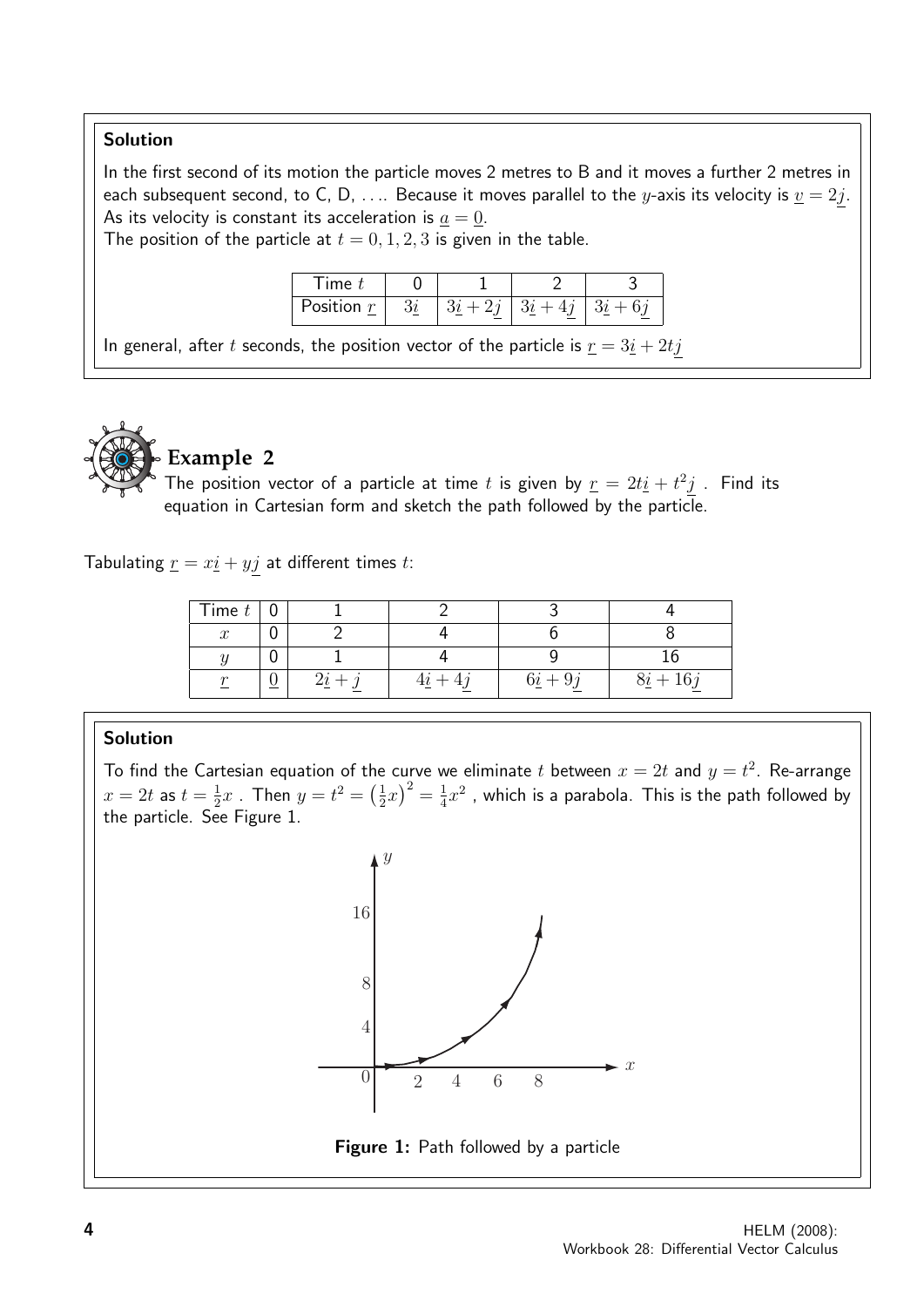**Solution**

In the first second of its motion the particle moves 2 metres to B and it moves a further 2 metres in each subsequent second, to C, D, .... Because it moves parallel to the $y$-axis its velocity is $\underline{v} = 2\underline{j}$. As its velocity is constant its acceleration is $\underline{a} = \underline{0}$.

The position of the particle at $t = 0, 1, 2, 3$ is given in the table.

| Time $t$ | 0 | 1 | 2 | 3 |
|---|---|---|---|---|
| Position $\underline{r}$ | $3\underline{i}$ | $3\underline{i} + 2\underline{j}$ | $3\underline{i} + 4\underline{j}$ | $3\underline{i} + 6\underline{j}$ |

In general, after $t$ seconds, the position vector of the particle is $\underline{r} = 3\underline{i} + 2t\underline{j}$

## Example 2

The position vector of a particle at time $t$ is given by $\underline{r} = 2t\underline{i} + t^2\underline{j}$ . Find its equation in Cartesian form and sketch the path followed by the particle.

Tabulating $\underline{r} = x\underline{i} + y\underline{j}$ at different times $t$:

| Time $t$ | 0 | 1 | 2 | 3 | 4 |
|---|---|---|---|---|---|
| $x$ | 0 | 2 | 4 | 6 | 8 |
| $y$ | 0 | 1 | 4 | 9 | 16 |
| $\underline{r}$ | $\underline{0}$ | $2\underline{i} + \underline{j}$ | $4\underline{i} + 4\underline{j}$ | $6\underline{i} + 9\underline{j}$ | $8\underline{i} + 16\underline{j}$ |

**Solution**

To find the Cartesian equation of the curve we eliminate $t$ between $x = 2t$ and $y = t^2$. Re-arrange $x = 2t$ as $t = \frac{1}{2}x$ . Then $y = t^2 = \left(\frac{1}{2}x\right)^2 = \frac{1}{4}x^2$ , which is a parabola. This is the path followed by the particle. See Figure 1.

**Figure 1:** Path followed by a particle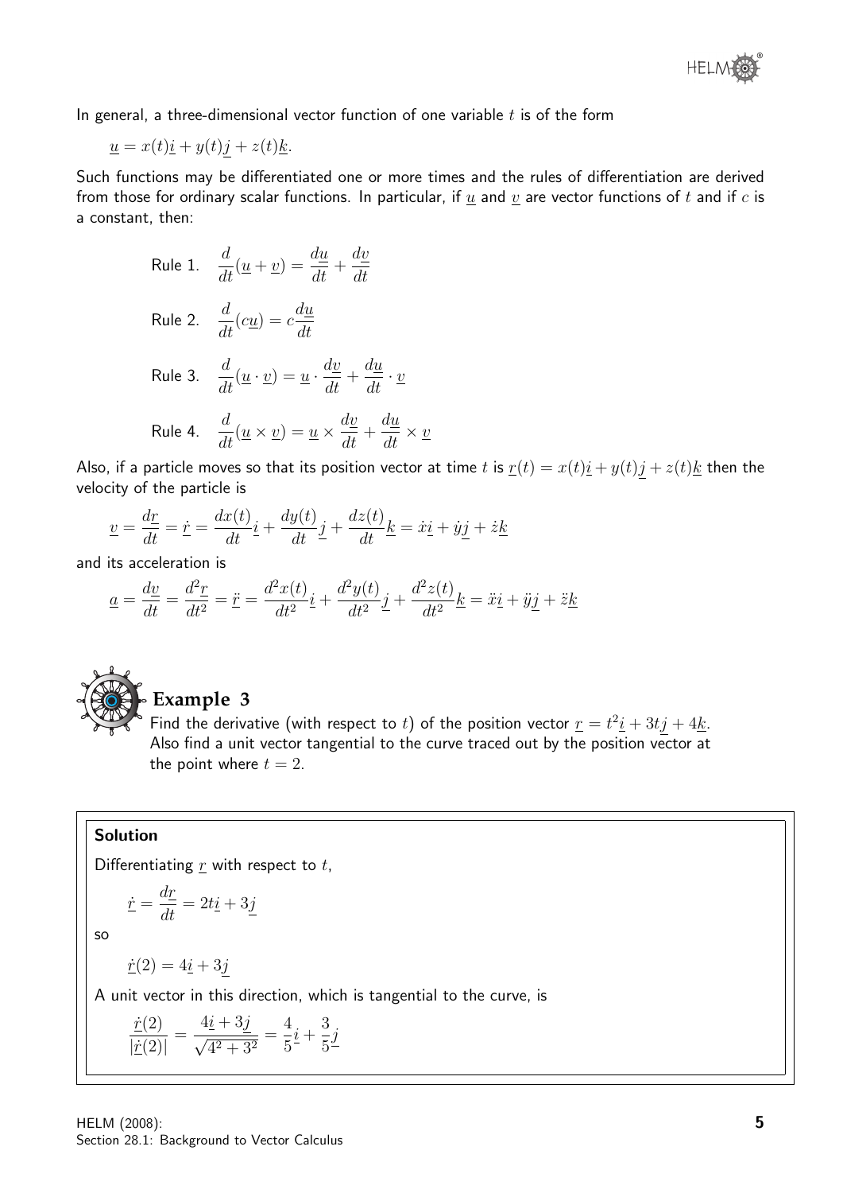In general, a three-dimensional vector function of one variable $t$ is of the form

$$\underline{u} = x(t)\underline{i} + y(t)\underline{j} + z(t)\underline{k}.$$

Such functions may be differentiated one or more times and the rules of differentiation are derived from those for ordinary scalar functions. In particular, if $\underline{u}$ and $\underline{v}$ are vector functions of $t$ and if $c$ is a constant, then:

Rule 1. $\dfrac{d}{dt}(\underline{u} + \underline{v}) = \dfrac{d\underline{u}}{dt} + \dfrac{d\underline{v}}{dt}$

Rule 2. $\dfrac{d}{dt}(c\underline{u}) = c\dfrac{d\underline{u}}{dt}$

Rule 3. $\dfrac{d}{dt}(\underline{u} \cdot \underline{v}) = \underline{u} \cdot \dfrac{d\underline{v}}{dt} + \dfrac{d\underline{u}}{dt} \cdot \underline{v}$

Rule 4. $\dfrac{d}{dt}(\underline{u} \times \underline{v}) = \underline{u} \times \dfrac{d\underline{v}}{dt} + \dfrac{d\underline{u}}{dt} \times \underline{v}$

Also, if a particle moves so that its position vector at time $t$ is $\underline{r}(t) = x(t)\underline{i} + y(t)\underline{j} + z(t)\underline{k}$ then the velocity of the particle is

$$\underline{v} = \frac{d\underline{r}}{dt} = \dot{\underline{r}} = \frac{dx(t)}{dt}\underline{i} + \frac{dy(t)}{dt}\underline{j} + \frac{dz(t)}{dt}\underline{k} = \dot{x}\underline{i} + \dot{y}\underline{j} + \dot{z}\underline{k}$$

and its acceleration is

$$\underline{a} = \frac{d\underline{v}}{dt} = \frac{d^2\underline{r}}{dt^2} = \ddot{\underline{r}} = \frac{d^2x(t)}{dt^2}\underline{i} + \frac{d^2y(t)}{dt^2}\underline{j} + \frac{d^2z(t)}{dt^2}\underline{k} = \ddot{x}\underline{i} + \ddot{y}\underline{j} + \ddot{z}\underline{k}$$

## Example 3

Find the derivative (with respect to $t$) of the position vector $\underline{r} = t^2\underline{i} + 3t\underline{j} + 4\underline{k}$. Also find a unit vector tangential to the curve traced out by the position vector at the point where $t = 2$.

**Solution**

Differentiating $\underline{r}$ with respect to $t$,

$$\dot{\underline{r}} = \frac{d\underline{r}}{dt} = 2t\underline{i} + 3\underline{j}$$

so

$$\dot{\underline{r}}(2) = 4\underline{i} + 3\underline{j}$$

A unit vector in this direction, which is tangential to the curve, is

$$\frac{\dot{\underline{r}}(2)}{|\dot{\underline{r}}(2)|} = \frac{4\underline{i} + 3\underline{j}}{\sqrt{4^2 + 3^2}} = \frac{4}{5}\underline{i} + \frac{3}{5}\underline{j}$$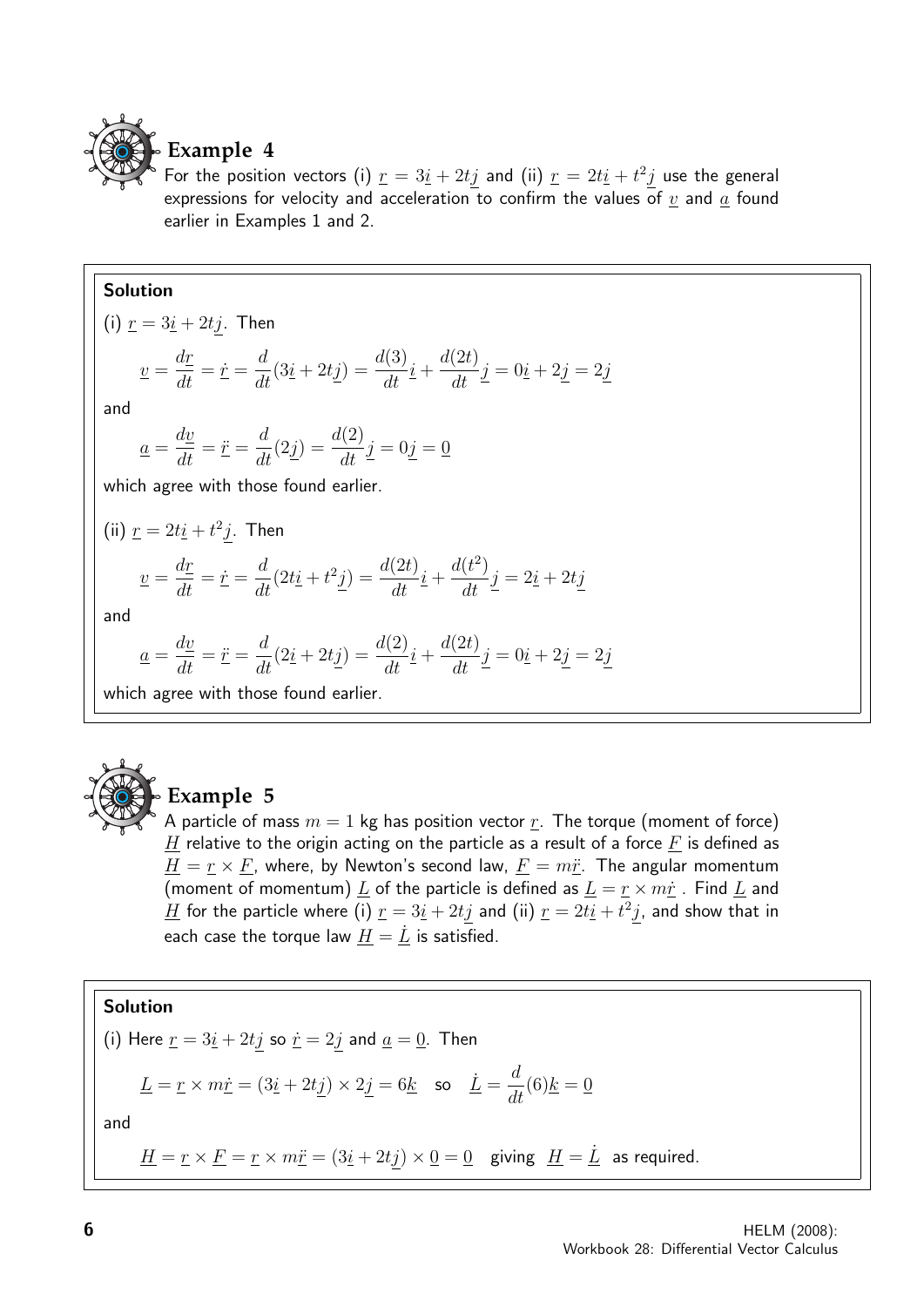## Example 4

For the position vectors (i) $\underline{r} = 3\underline{i} + 2t\underline{j}$ and (ii) $\underline{r} = 2t\underline{i} + t^2\underline{j}$ use the general expressions for velocity and acceleration to confirm the values of $\underline{v}$ and $\underline{a}$ found earlier in Examples 1 and 2.

**Solution**

(i) $\underline{r} = 3\underline{i} + 2t\underline{j}$. Then

$$\underline{v} = \frac{d\underline{r}}{dt} = \dot{\underline{r}} = \frac{d}{dt}(3\underline{i} + 2t\underline{j}) = \frac{d(3)}{dt}\underline{i} + \frac{d(2t)}{dt}\underline{j} = 0\underline{i} + 2\underline{j} = 2\underline{j}$$

and

$$\underline{a} = \frac{d\underline{v}}{dt} = \ddot{\underline{r}} = \frac{d}{dt}(2\underline{j}) = \frac{d(2)}{dt}\underline{j} = 0\underline{j} = \underline{0}$$

which agree with those found earlier.

(ii) $\underline{r} = 2t\underline{i} + t^2\underline{j}$. Then

$$\underline{v} = \frac{d\underline{r}}{dt} = \dot{\underline{r}} = \frac{d}{dt}(2t\underline{i} + t^2\underline{j}) = \frac{d(2t)}{dt}\underline{i} + \frac{d(t^2)}{dt}\underline{j} = 2\underline{i} + 2t\underline{j}$$

and

$$\underline{a} = \frac{d\underline{v}}{dt} = \ddot{\underline{r}} = \frac{d}{dt}(2\underline{i} + 2t\underline{j}) = \frac{d(2)}{dt}\underline{i} + \frac{d(2t)}{dt}\underline{j} = 0\underline{i} + 2\underline{j} = 2\underline{j}$$

which agree with those found earlier.

## Example 5

A particle of mass $m = 1$ kg has position vector $\underline{r}$. The torque (moment of force) $\underline{H}$ relative to the origin acting on the particle as a result of a force $\underline{F}$ is defined as $\underline{H} = \underline{r} \times \underline{F}$, where, by Newton's second law, $\underline{F} = m\ddot{\underline{r}}$. The angular momentum (moment of momentum) $\underline{L}$ of the particle is defined as $\underline{L} = \underline{r} \times m\dot{\underline{r}}$ . Find $\underline{L}$ and $\underline{H}$ for the particle where (i) $\underline{r} = 3\underline{i} + 2t\underline{j}$ and (ii) $\underline{r} = 2t\underline{i} + t^2\underline{j}$, and show that in each case the torque law $\underline{H} = \dot{\underline{L}}$ is satisfied.

**Solution**

(i) Here $\underline{r} = 3\underline{i} + 2t\underline{j}$ so $\dot{\underline{r}} = 2\underline{j}$ and $\underline{a} = \underline{0}$. Then

$$\underline{L} = \underline{r} \times m\dot{\underline{r}} = (3\underline{i} + 2t\underline{j}) \times 2\underline{j} = 6\underline{k} \quad \text{so} \quad \dot{\underline{L}} = \frac{d}{dt}(6)\underline{k} = \underline{0}$$

and

$$\underline{H} = \underline{r} \times \underline{F} = \underline{r} \times m\ddot{\underline{r}} = (3\underline{i} + 2t\underline{j}) \times \underline{0} = \underline{0} \quad \text{giving} \quad \underline{H} = \dot{\underline{L}} \quad \text{as required.}$$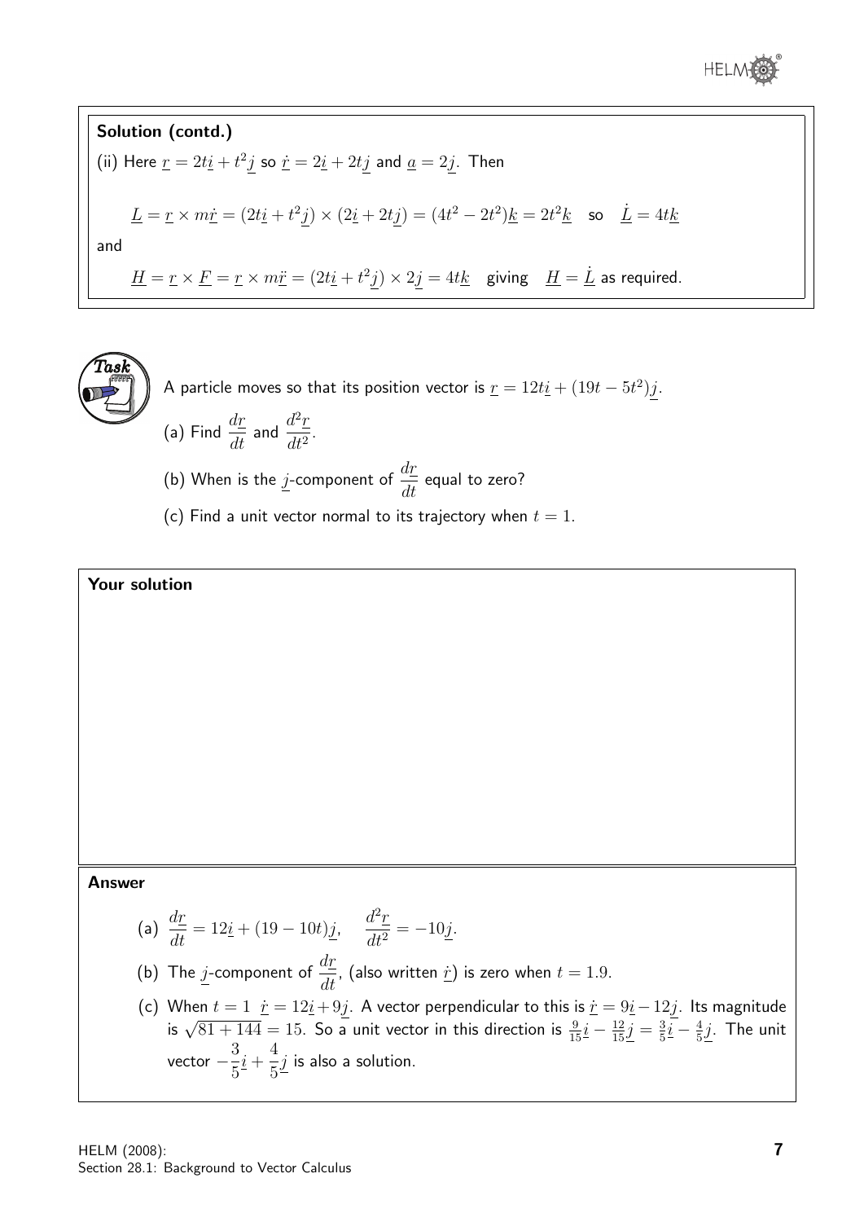**Solution (contd.)**

(ii) Here $\underline{r} = 2t\underline{i} + t^2\underline{j}$ so $\dot{\underline{r}} = 2\underline{i} + 2t\underline{j}$ and $\underline{a} = 2\underline{j}$. Then

$$\underline{L} = \underline{r} \times m\dot{\underline{r}} = (2t\underline{i} + t^2\underline{j}) \times (2\underline{i} + 2t\underline{j}) = (4t^2 - 2t^2)\underline{k} = 2t^2\underline{k} \quad \text{so} \quad \dot{\underline{L}} = 4t\underline{k}$$

and

$$\underline{H} = \underline{r} \times \underline{F} = \underline{r} \times m\ddot{\underline{r}} = (2t\underline{i} + t^2\underline{j}) \times 2\underline{j} = 4t\underline{k} \quad \text{giving} \quad \underline{H} = \dot{\underline{L}} \text{ as required.}$$

**Task**

A particle moves so that its position vector is $\underline{r} = 12t\underline{i} + (19t - 5t^2)\underline{j}$.

(a) Find $\dfrac{d\underline{r}}{dt}$ and $\dfrac{d^2\underline{r}}{dt^2}$.

(b) When is the $\underline{j}$-component of $\dfrac{d\underline{r}}{dt}$ equal to zero?

(c) Find a unit vector normal to its trajectory when $t = 1$.

**Your solution**

**Answer**

(a) $\dfrac{d\underline{r}}{dt} = 12\underline{i} + (19 - 10t)\underline{j}, \quad \dfrac{d^2\underline{r}}{dt^2} = -10\underline{j}.$

(b) The $\underline{j}$-component of $\dfrac{d\underline{r}}{dt}$, (also written $\dot{\underline{r}}$) is zero when $t = 1.9$.

(c) When $t = 1$ $\dot{\underline{r}} = 12\underline{i} + 9\underline{j}$. A vector perpendicular to this is $\dot{\underline{r}} = 9\underline{i} - 12\underline{j}$. Its magnitude is $\sqrt{81 + 144} = 15$. So a unit vector in this direction is $\frac{9}{15}\underline{i} - \frac{12}{15}\underline{j} = \frac{3}{5}\underline{i} - \frac{4}{5}\underline{j}$. The unit vector $-\dfrac{3}{5}\underline{i} + \dfrac{4}{5}\underline{j}$ is also a solution.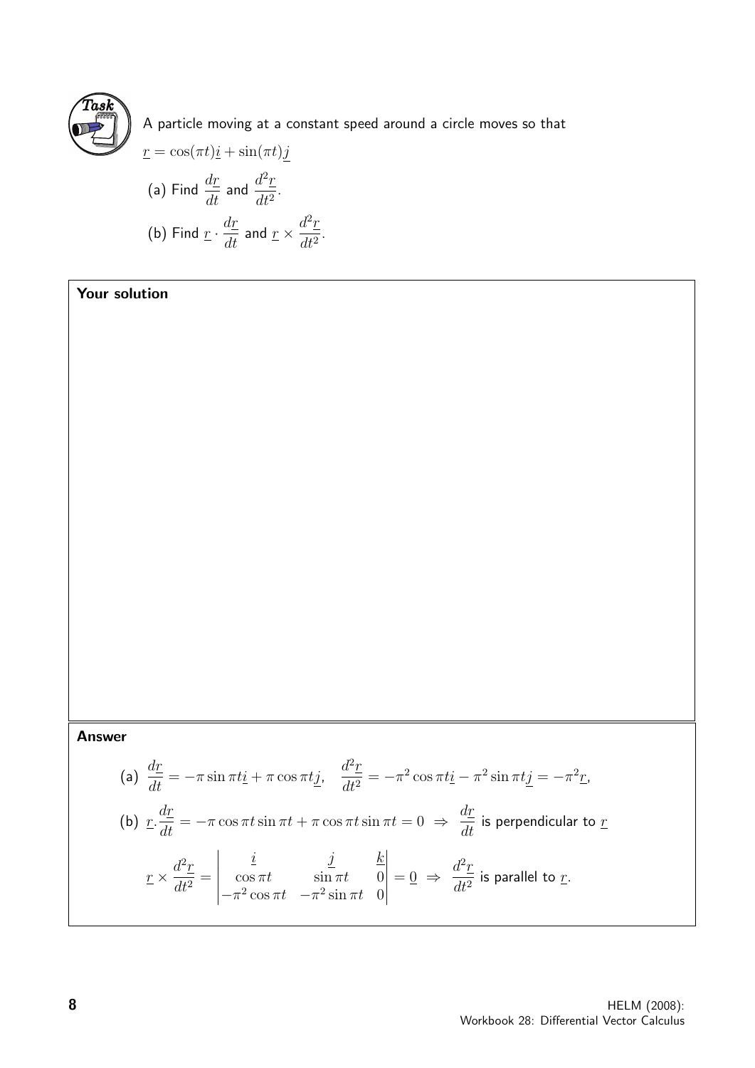**Task**

A particle moving at a constant speed around a circle moves so that

$\underline{r} = \cos(\pi t)\underline{i} + \sin(\pi t)\underline{j}$

(a) Find $\dfrac{d\underline{r}}{dt}$ and $\dfrac{d^2\underline{r}}{dt^2}$.

(b) Find $\underline{r} \cdot \dfrac{d\underline{r}}{dt}$ and $\underline{r} \times \dfrac{d^2\underline{r}}{dt^2}$.

**Your solution**

**Answer**

(a) $\dfrac{d\underline{r}}{dt} = -\pi \sin \pi t \underline{i} + \pi \cos \pi t \underline{j}, \quad \dfrac{d^2\underline{r}}{dt^2} = -\pi^2 \cos \pi t \underline{i} - \pi^2 \sin \pi t \underline{j} = -\pi^2 \underline{r},$

(b) $\underline{r}.\dfrac{d\underline{r}}{dt} = -\pi \cos \pi t \sin \pi t + \pi \cos \pi t \sin \pi t = 0 \;\Rightarrow\; \dfrac{d\underline{r}}{dt}$ is perpendicular to $\underline{r}$

$$\underline{r} \times \frac{d^2\underline{r}}{dt^2} = \begin{vmatrix} \underline{i} & \underline{j} & \underline{k} \\ \cos \pi t & \sin \pi t & 0 \\ -\pi^2 \cos \pi t & -\pi^2 \sin \pi t & 0 \end{vmatrix} = \underline{0} \;\Rightarrow\; \frac{d^2\underline{r}}{dt^2} \text{ is parallel to } \underline{r}.$$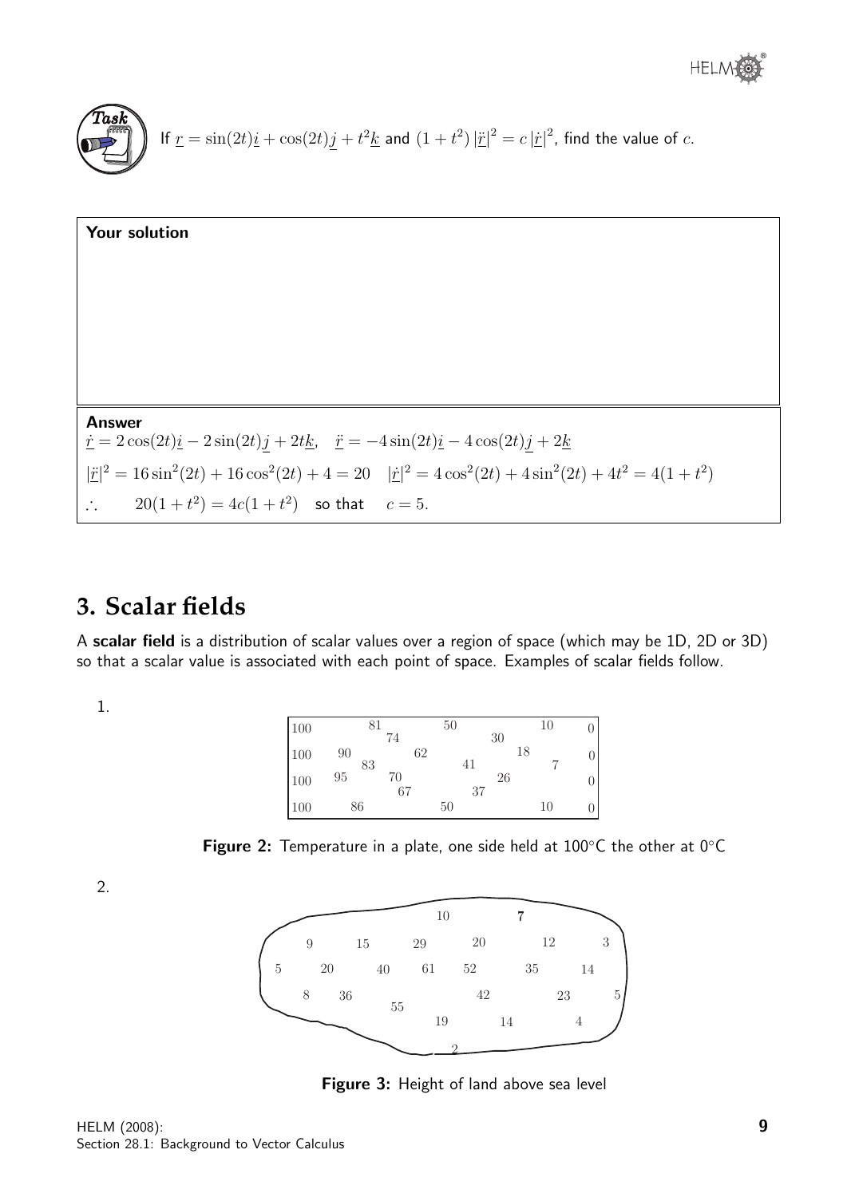**Task**

If $\underline{r} = \sin(2t)\underline{i} + \cos(2t)\underline{j} + t^2\underline{k}$ and $(1+t^2)\,|\ddot{\underline{r}}|^2 = c\,|\dot{\underline{r}}|^2$, find the value of $c$.

**Your solution**

**Answer**

$\dot{\underline{r}} = 2\cos(2t)\underline{i} - 2\sin(2t)\underline{j} + 2t\underline{k}, \quad \ddot{\underline{r}} = -4\sin(2t)\underline{i} - 4\cos(2t)\underline{j} + 2\underline{k}$

$|\ddot{\underline{r}}|^2 = 16\sin^2(2t) + 16\cos^2(2t) + 4 = 20 \quad |\dot{\underline{r}}|^2 = 4\cos^2(2t) + 4\sin^2(2t) + 4t^2 = 4(1+t^2)$

$\therefore \qquad 20(1+t^2) = 4c(1+t^2)$ so that $c = 5$.

## 3. Scalar fields

A **scalar field** is a distribution of scalar values over a region of space (which may be 1D, 2D or 3D) so that a scalar value is associated with each point of space. Examples of scalar fields follow.

1.

| 100 | 81 | 74 | 50 | 30 | 10 | 0 |
|---|---|---|---|---|---|---|
| 100 | 90 83 | 62 | 41 | 18 | 7 | 0 |
| 100 | 95 | 70 67 | 37 | 26 | | 0 |
| 100 | 86 | | 50 | | 10 | 0 |

**Figure 2:** Temperature in a plate, one side held at 100°C the other at 0°C

2.

10 7
9 15 29 20 12 3
5 20 40 61 52 35 14
8 36 55 42 23 5
19 14 4
2

**Figure 3:** Height of land above sea level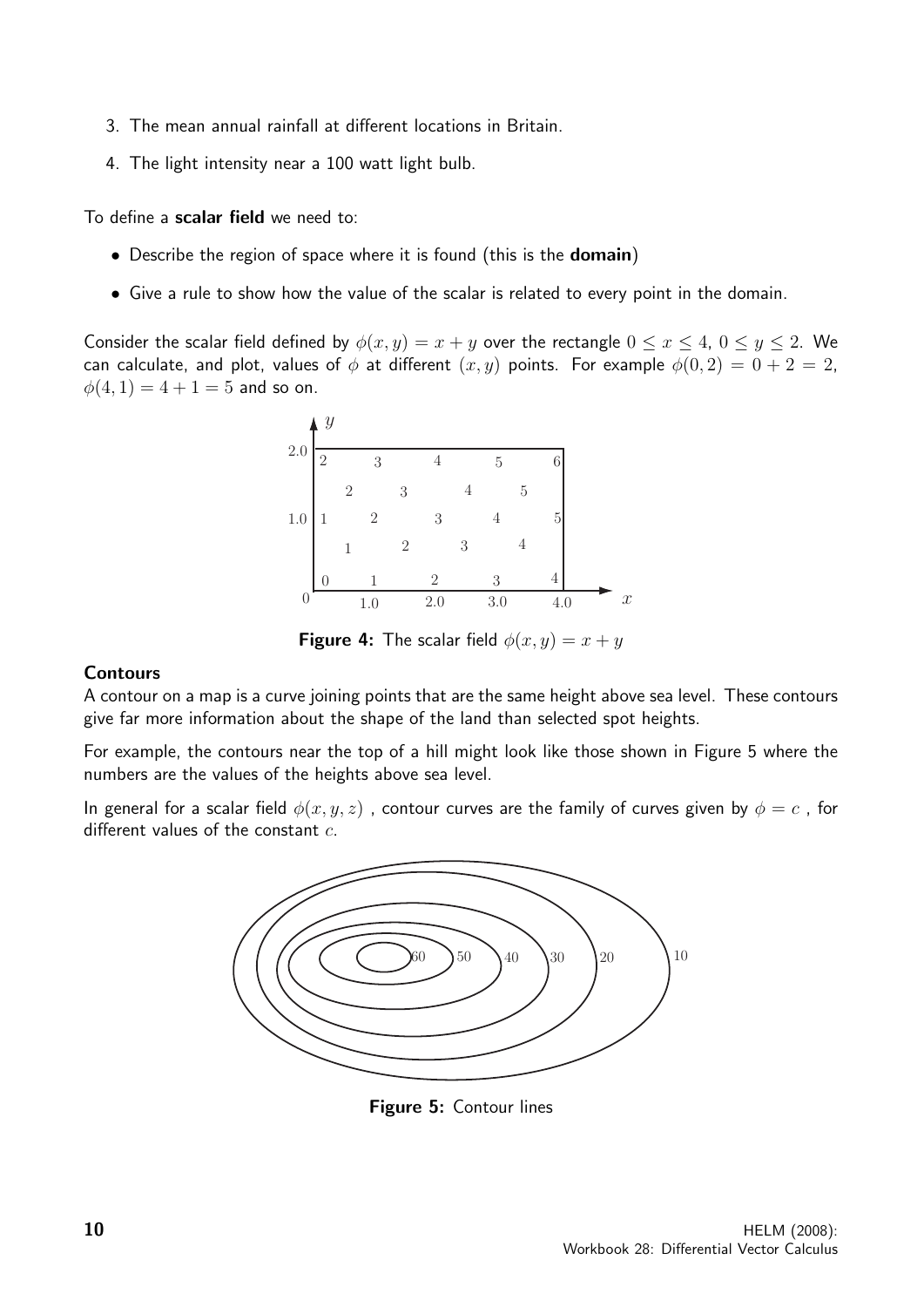3. The mean annual rainfall at different locations in Britain.

4. The light intensity near a 100 watt light bulb.

To define a **scalar field** we need to:

- Describe the region of space where it is found (this is the **domain**)
- Give a rule to show how the value of the scalar is related to every point in the domain.

Consider the scalar field defined by $\phi(x, y) = x + y$ over the rectangle $0 \leq x \leq 4$, $0 \leq y \leq 2$. We can calculate, and plot, values of $\phi$ at different $(x, y)$ points. For example $\phi(0, 2) = 0 + 2 = 2$, $\phi(4, 1) = 4 + 1 = 5$ and so on.

**Figure 4:** The scalar field $\phi(x, y) = x + y$

**Contours**

A contour on a map is a curve joining points that are the same height above sea level. These contours give far more information about the shape of the land than selected spot heights.

For example, the contours near the top of a hill might look like those shown in Figure 5 where the numbers are the values of the heights above sea level.

In general for a scalar field $\phi(x, y, z)$ , contour curves are the family of curves given by $\phi = c$ , for different values of the constant $c$.

**Figure 5:** Contour lines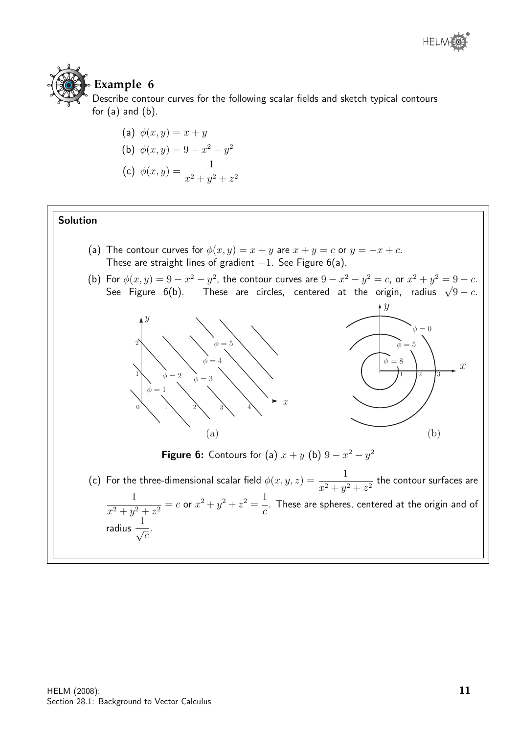## Example 6

Describe contour curves for the following scalar fields and sketch typical contours for (a) and (b).

(a) $\phi(x, y) = x + y$

(b) $\phi(x, y) = 9 - x^2 - y^2$

(c) $\phi(x, y) = \dfrac{1}{x^2 + y^2 + z^2}$

### Solution

(a) The contour curves for $\phi(x, y) = x + y$ are $x + y = c$ or $y = -x + c$. These are straight lines of gradient $-1$. See Figure 6(a).

(b) For $\phi(x, y) = 9 - x^2 - y^2$, the contour curves are $9 - x^2 - y^2 = c$, or $x^2 + y^2 = 9 - c$. See Figure 6(b). These are circles, centered at the origin, radius $\sqrt{9 - c}$.

**Figure 6:** Contours for (a) $x + y$ (b) $9 - x^2 - y^2$

(c) For the three-dimensional scalar field $\phi(x, y, z) = \dfrac{1}{x^2 + y^2 + z^2}$ the contour surfaces are $\dfrac{1}{x^2 + y^2 + z^2} = c$ or $x^2 + y^2 + z^2 = \dfrac{1}{c}$. These are spheres, centered at the origin and of radius $\dfrac{1}{\sqrt{c}}$.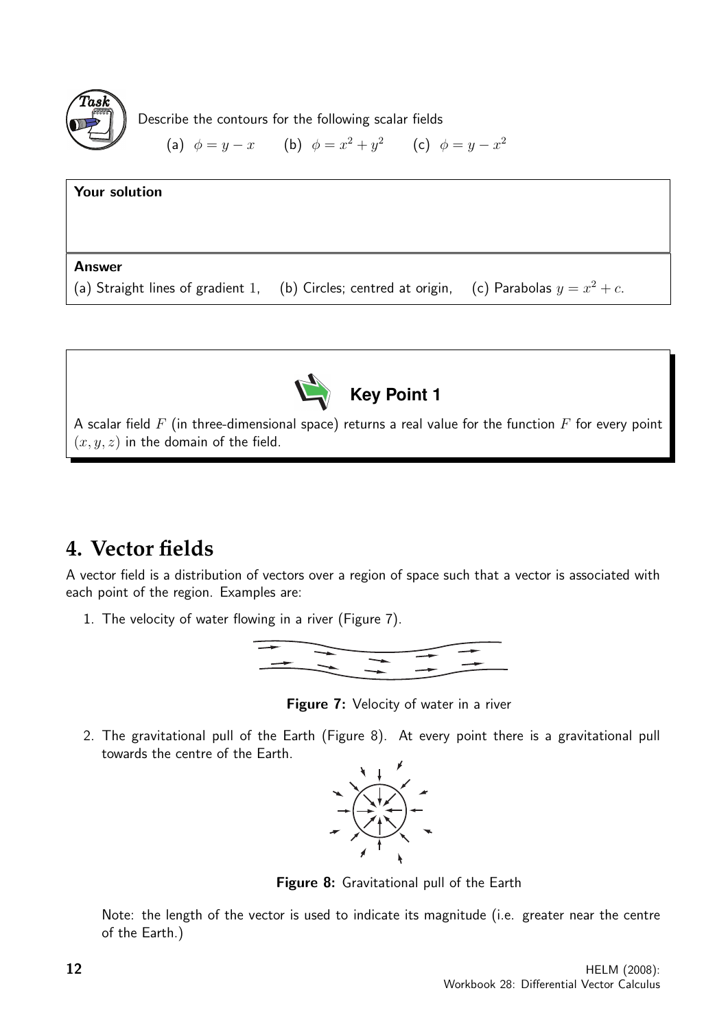**Task**

Describe the contours for the following scalar fields

(a) $\phi = y - x$ (b) $\phi = x^2 + y^2$ (c) $\phi = y - x^2$

**Your solution**

**Answer**

(a) Straight lines of gradient $1$, (b) Circles; centred at origin, (c) Parabolas $y = x^2 + c$.

**Key Point 1**

A scalar field $F$ (in three-dimensional space) returns a real value for the function $F$ for every point $(x, y, z)$ in the domain of the field.

## 4. Vector fields

A vector field is a distribution of vectors over a region of space such that a vector is associated with each point of the region. Examples are:

1. The velocity of water flowing in a river (Figure 7).

**Figure 7:** Velocity of water in a river

2. The gravitational pull of the Earth (Figure 8). At every point there is a gravitational pull towards the centre of the Earth.

**Figure 8:** Gravitational pull of the Earth

Note: the length of the vector is used to indicate its magnitude (i.e. greater near the centre of the Earth.)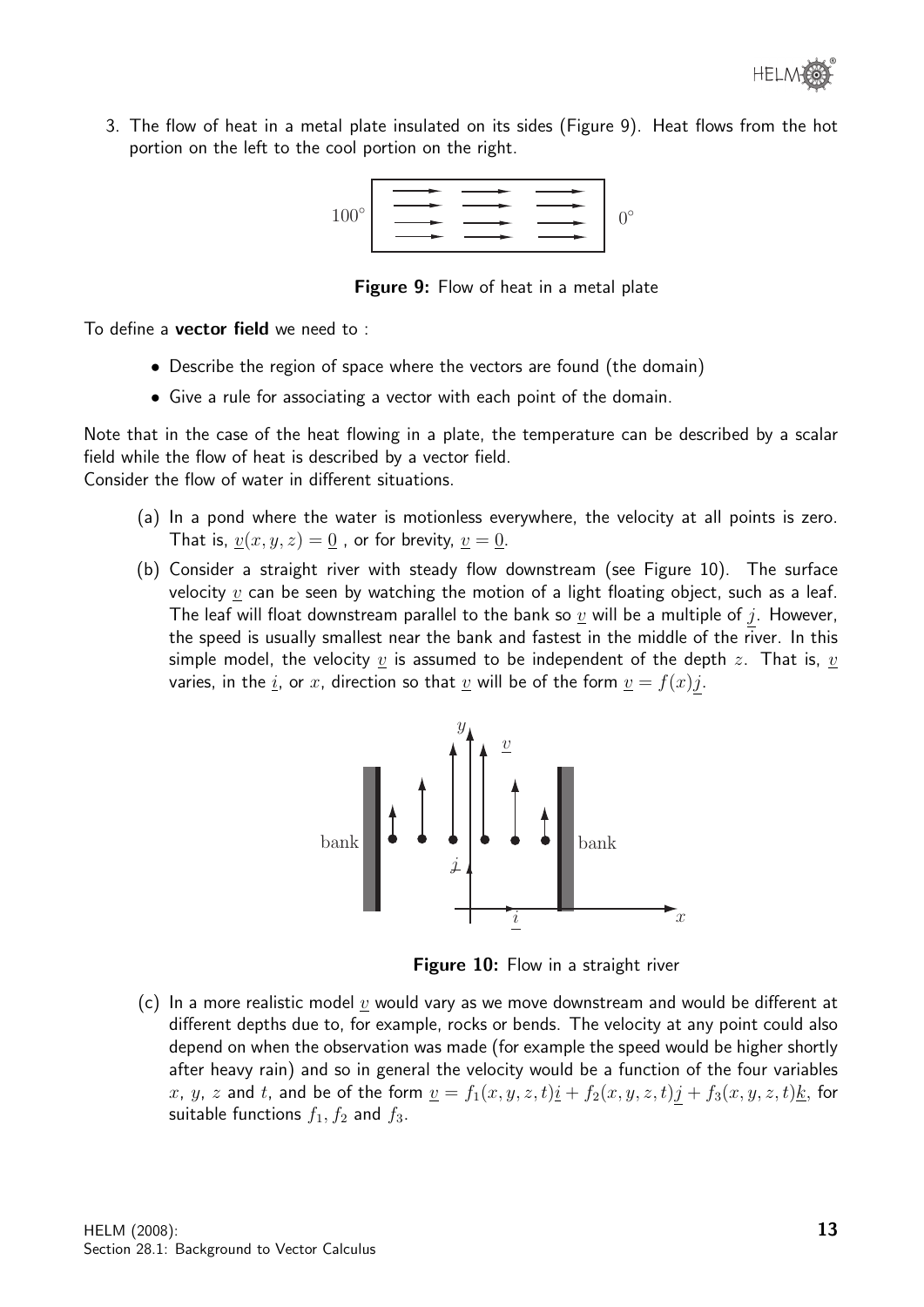3. The flow of heat in a metal plate insulated on its sides (Figure 9). Heat flows from the hot portion on the left to the cool portion on the right.

**Figure 9:** Flow of heat in a metal plate

To define a **vector field** we need to :

- Describe the region of space where the vectors are found (the domain)
- Give a rule for associating a vector with each point of the domain.

Note that in the case of the heat flowing in a plate, the temperature can be described by a scalar field while the flow of heat is described by a vector field.
Consider the flow of water in different situations.

(a) In a pond where the water is motionless everywhere, the velocity at all points is zero. That is, $\underline{v}(x, y, z) = \underline{0}$ , or for brevity, $\underline{v} = \underline{0}$.

(b) Consider a straight river with steady flow downstream (see Figure 10). The surface velocity $\underline{v}$ can be seen by watching the motion of a light floating object, such as a leaf. The leaf will float downstream parallel to the bank so $\underline{v}$ will be a multiple of $\underline{j}$. However, the speed is usually smallest near the bank and fastest in the middle of the river. In this simple model, the velocity $\underline{v}$ is assumed to be independent of the depth $z$. That is, $\underline{v}$ varies, in the $\underline{i}$, or $x$, direction so that $\underline{v}$ will be of the form $\underline{v} = f(x)\underline{j}$.

**Figure 10:** Flow in a straight river

(c) In a more realistic model $\underline{v}$ would vary as we move downstream and would be different at different depths due to, for example, rocks or bends. The velocity at any point could also depend on when the observation was made (for example the speed would be higher shortly after heavy rain) and so in general the velocity would be a function of the four variables $x$, $y$, $z$ and $t$, and be of the form $\underline{v} = f_1(x, y, z, t)\underline{i} + f_2(x, y, z, t)\underline{j} + f_3(x, y, z, t)\underline{k}$, for suitable functions $f_1$, $f_2$ and $f_3$.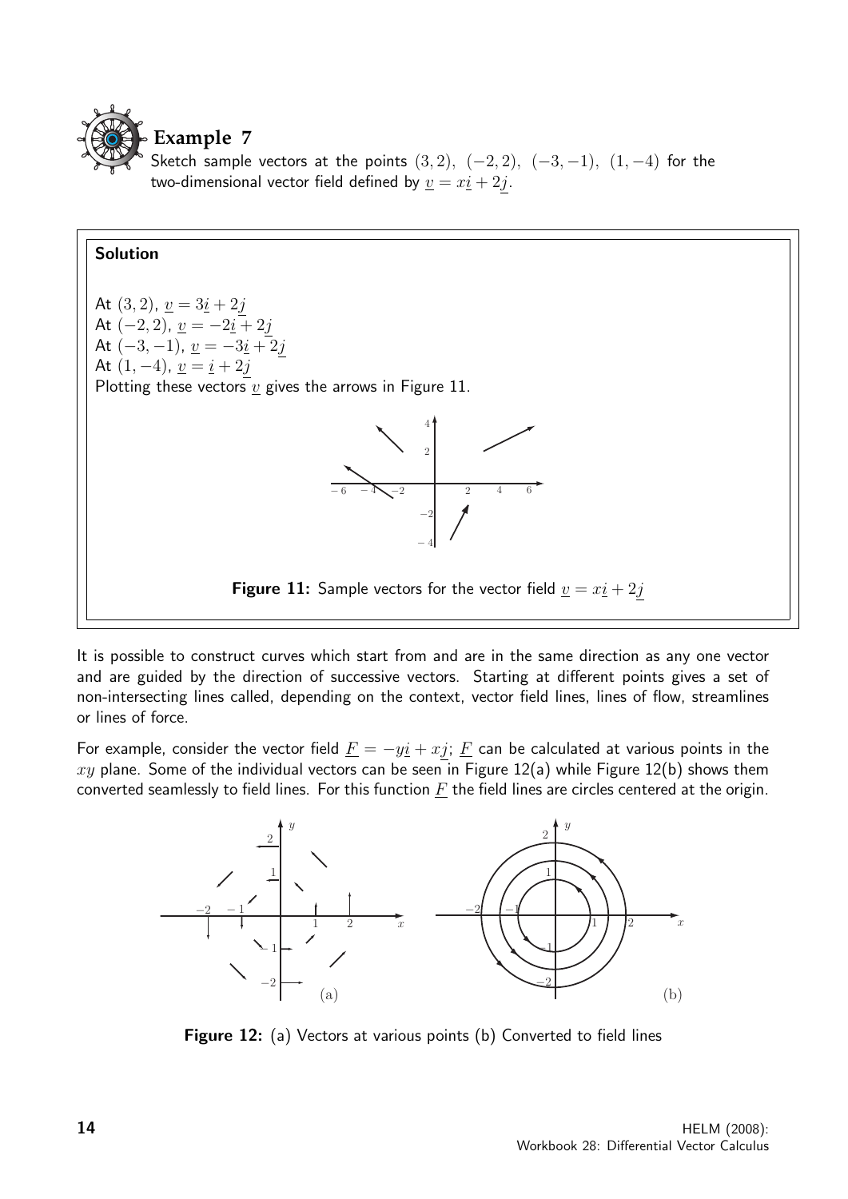## Example 7

Sketch sample vectors at the points $(3, 2)$, $(-2, 2)$, $(-3, -1)$, $(1, -4)$ for the two-dimensional vector field defined by $\underline{v} = x\underline{i} + 2\underline{j}$.

**Solution**

At $(3, 2)$, $\underline{v} = 3\underline{i} + 2\underline{j}$
At $(-2, 2)$, $\underline{v} = -2\underline{i} + 2\underline{j}$
At $(-3, -1)$, $\underline{v} = -3\underline{i} + 2\underline{j}$
At $(1, -4)$, $\underline{v} = \underline{i} + 2\underline{j}$
Plotting these vectors $\underline{v}$ gives the arrows in Figure 11.

**Figure 11:** Sample vectors for the vector field $\underline{v} = x\underline{i} + 2\underline{j}$

It is possible to construct curves which start from and are in the same direction as any one vector and are guided by the direction of successive vectors. Starting at different points gives a set of non-intersecting lines called, depending on the context, vector field lines, lines of flow, streamlines or lines of force.

For example, consider the vector field $\underline{F} = -y\underline{i} + x\underline{j}$; $\underline{F}$ can be calculated at various points in the $xy$ plane. Some of the individual vectors can be seen in Figure 12(a) while Figure 12(b) shows them converted seamlessly to field lines. For this function $\underline{F}$ the field lines are circles centered at the origin.

**Figure 12:** (a) Vectors at various points (b) Converted to field lines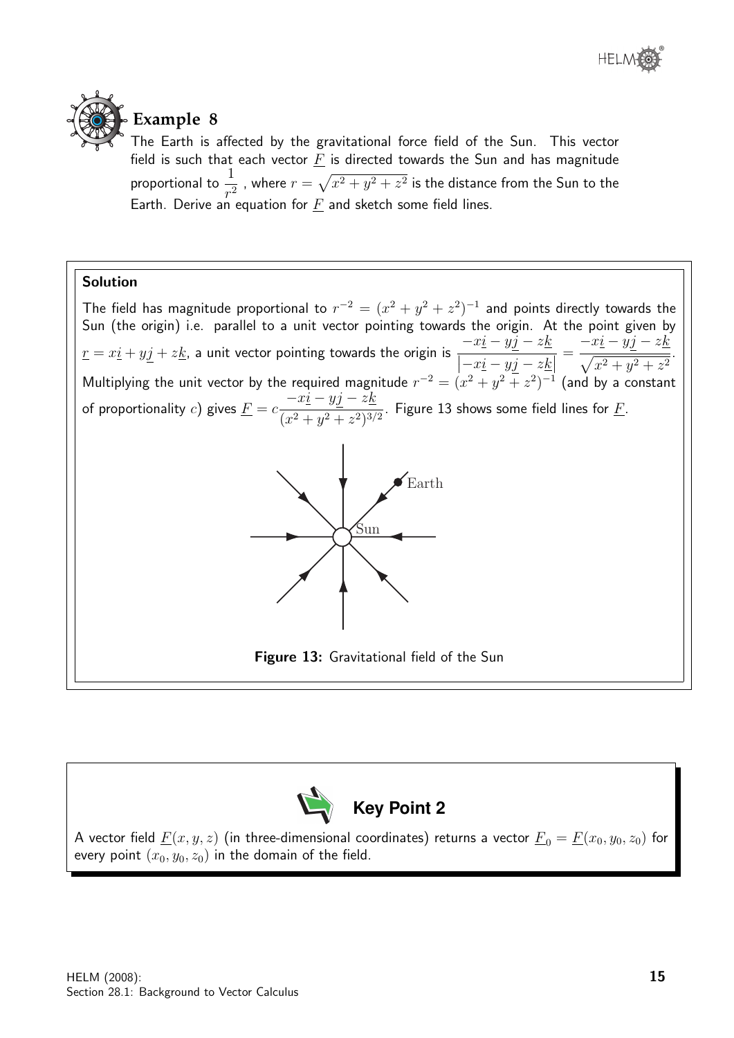## Example 8

The Earth is affected by the gravitational force field of the Sun. This vector field is such that each vector $\underline{F}$ is directed towards the Sun and has magnitude proportional to $\dfrac{1}{r^2}$ , where $r = \sqrt{x^2+y^2+z^2}$ is the distance from the Sun to the Earth. Derive an equation for $\underline{F}$ and sketch some field lines.

**Solution**

The field has magnitude proportional to $r^{-2} = (x^2+y^2+z^2)^{-1}$ and points directly towards the Sun (the origin) i.e. parallel to a unit vector pointing towards the origin. At the point given by $\underline{r} = x\underline{i} + y\underline{j} + z\underline{k}$, a unit vector pointing towards the origin is $\dfrac{-x\underline{i} - y\underline{j} - z\underline{k}}{\left|-x\underline{i} - y\underline{j} - z\underline{k}\right|} = \dfrac{-x\underline{i} - y\underline{j} - z\underline{k}}{\sqrt{x^2+y^2+z^2}}$.

Multiplying the unit vector by the required magnitude $r^{-2} = (x^2+y^2+z^2)^{-1}$ (and by a constant of proportionality $c$) gives $\underline{F} = c\dfrac{-x\underline{i} - y\underline{j} - z\underline{k}}{(x^2+y^2+z^2)^{3/2}}$. Figure 13 shows some field lines for $\underline{F}$.

**Figure 13:** Gravitational field of the Sun

---

**Key Point 2**

A vector field $\underline{F}(x, y, z)$ (in three-dimensional coordinates) returns a vector $\underline{F}_0 = \underline{F}(x_0, y_0, z_0)$ for every point $(x_0, y_0, z_0)$ in the domain of the field.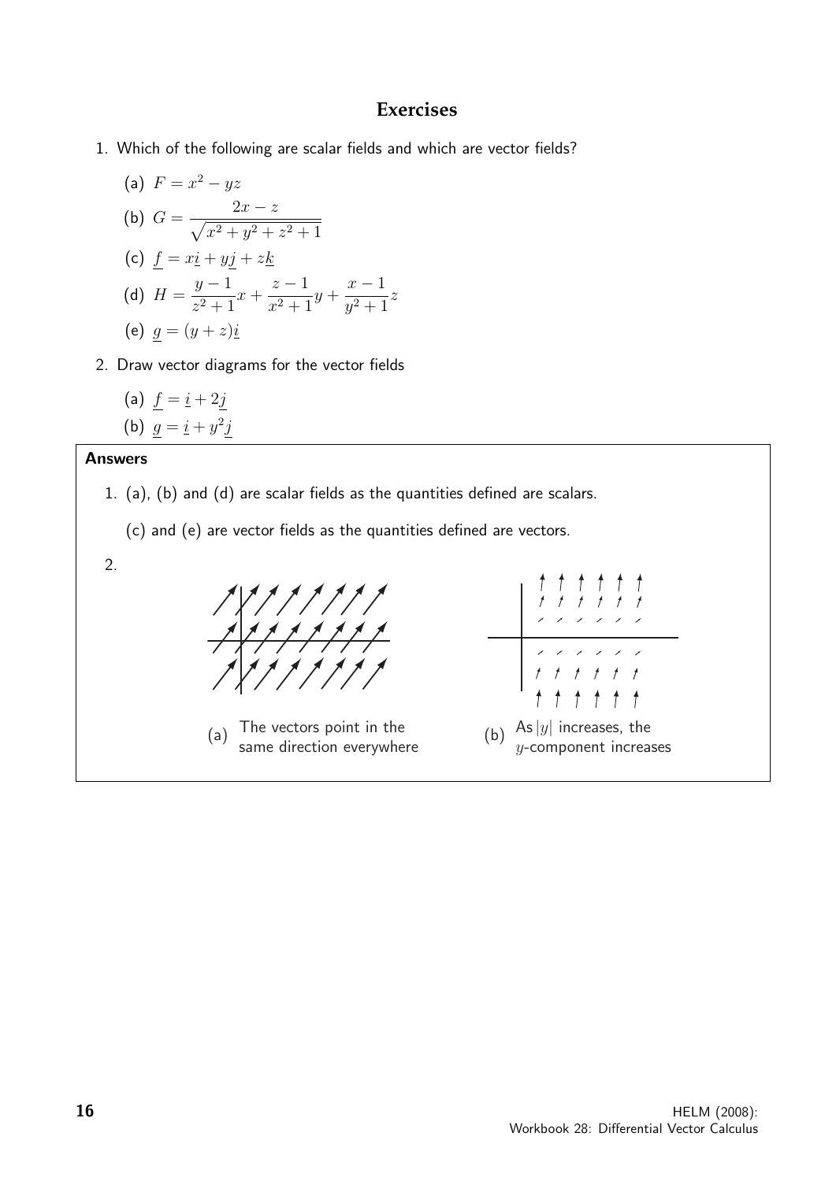## Exercises

1. Which of the following are scalar fields and which are vector fields?

   (a) $F = x^2 - yz$

   (b) $G = \dfrac{2x - z}{\sqrt{x^2 + y^2 + z^2 + 1}}$

   (c) $\underline{f} = x\underline{i} + y\underline{j} + z\underline{k}$

   (d) $H = \dfrac{y-1}{z^2+1}x + \dfrac{z-1}{x^2+1}y + \dfrac{x-1}{y^2+1}z$

   (e) $\underline{g} = (y + z)\underline{i}$

2. Draw vector diagrams for the vector fields

   (a) $\underline{f} = \underline{i} + 2\underline{j}$

   (b) $\underline{g} = \underline{i} + y^2\underline{j}$

### Answers

1. (a), (b) and (d) are scalar fields as the quantities defined are scalars.

   (c) and (e) are vector fields as the quantities defined are vectors.

2.

(a) The vectors point in the same direction everywhere

(b) As $|y|$ increases, the $y$-component increases